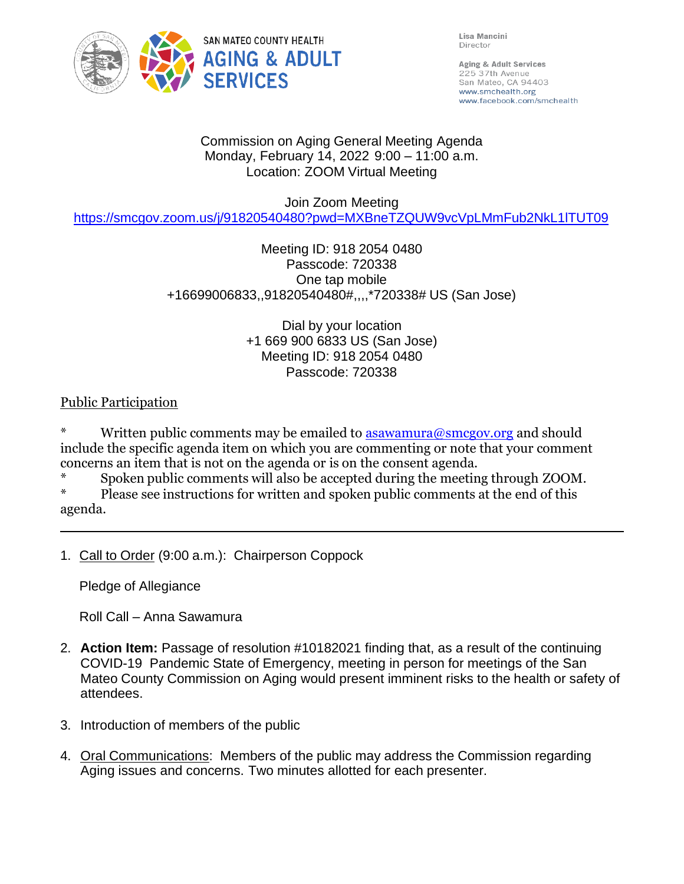SAN MATEO COUNTY HEALTH
**AGING & ADULT SERVICES**

Lisa Mancini
Director

**Aging & Adult Services**
225 37th Avenue
San Mateo, CA 94403
www.smchealth.org
www.facebook.com/smchealth

Commission on Aging General Meeting Agenda
Monday, February 14, 2022 9:00 – 11:00 a.m.
Location: ZOOM Virtual Meeting

Join Zoom Meeting
https://smcgov.zoom.us/j/91820540480?pwd=MXBneTZQUW9vcVpLMmFub2NkL1lTUT09

Meeting ID: 918 2054 0480
Passcode: 720338
One tap mobile
+16699006833,,91820540480#,,,,*720338# US (San Jose)

Dial by your location
+1 669 900 6833 US (San Jose)
Meeting ID: 918 2054 0480
Passcode: 720338

Public Participation

* Written public comments may be emailed to asawamura@smcgov.org and should include the specific agenda item on which you are commenting or note that your comment concerns an item that is not on the agenda or is on the consent agenda.
* Spoken public comments will also be accepted during the meeting through ZOOM.
* Please see instructions for written and spoken public comments at the end of this agenda.

---

1. Call to Order (9:00 a.m.): Chairperson Coppock

   Pledge of Allegiance

   Roll Call – Anna Sawamura

2. **Action Item:** Passage of resolution #10182021 finding that, as a result of the continuing COVID-19 Pandemic State of Emergency, meeting in person for meetings of the San Mateo County Commission on Aging would present imminent risks to the health or safety of attendees.

3. Introduction of members of the public

4. Oral Communications: Members of the public may address the Commission regarding Aging issues and concerns. Two minutes allotted for each presenter.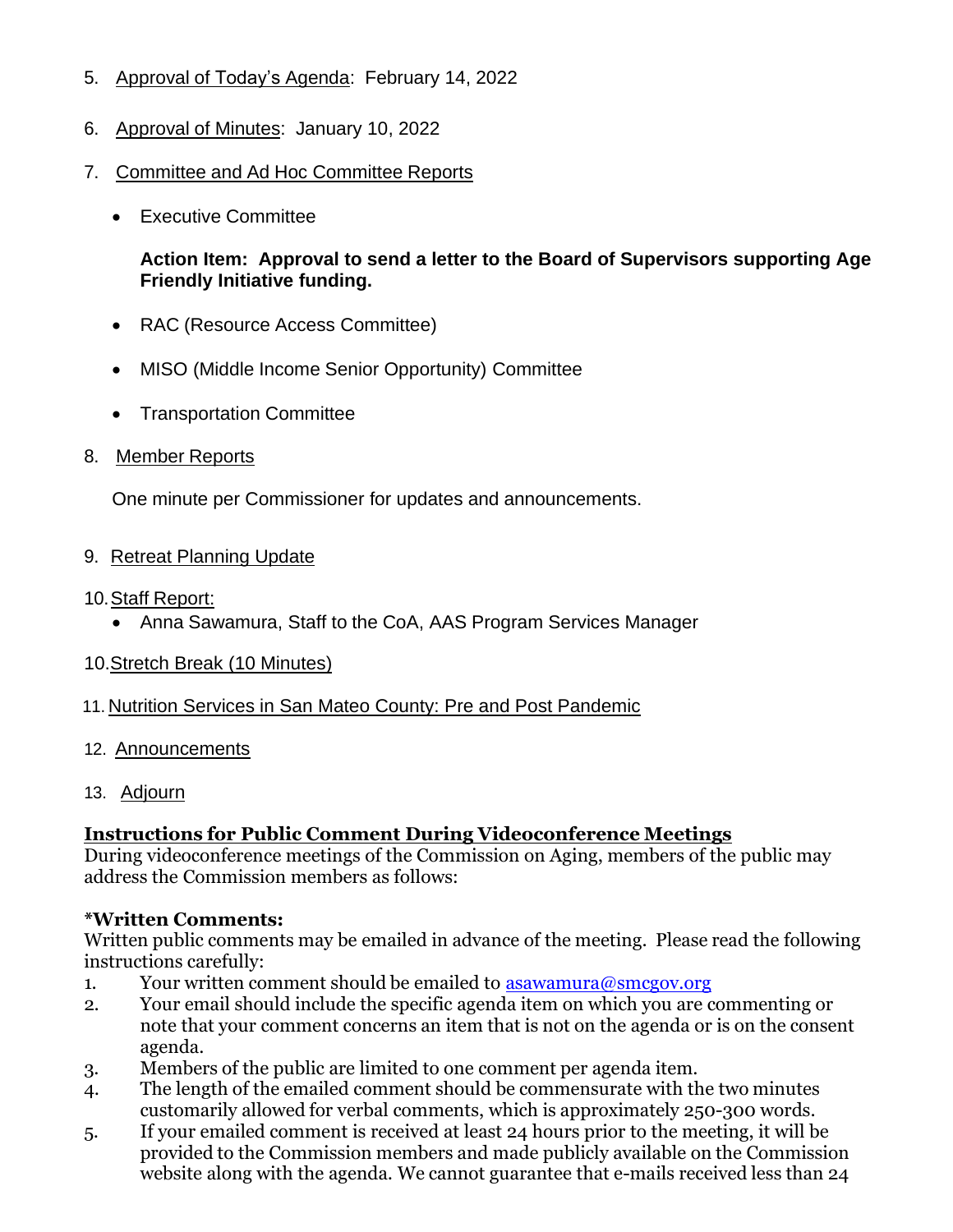5. Approval of Today's Agenda: February 14, 2022

6. Approval of Minutes: January 10, 2022

7. Committee and Ad Hoc Committee Reports

    - Executive Committee

      **Action Item: Approval to send a letter to the Board of Supervisors supporting Age Friendly Initiative funding.**

    - RAC (Resource Access Committee)

    - MISO (Middle Income Senior Opportunity) Committee

    - Transportation Committee

8. Member Reports

   One minute per Commissioner for updates and announcements.

9. Retreat Planning Update

10. Staff Report:
    - Anna Sawamura, Staff to the CoA, AAS Program Services Manager

10. Stretch Break (10 Minutes)

11. Nutrition Services in San Mateo County: Pre and Post Pandemic

12. Announcements

13. Adjourn

**Instructions for Public Comment During Videoconference Meetings**

During videoconference meetings of the Commission on Aging, members of the public may address the Commission members as follows:

**\*Written Comments:**

Written public comments may be emailed in advance of the meeting. Please read the following instructions carefully:

1. Your written comment should be emailed to asawamura@smcgov.org
2. Your email should include the specific agenda item on which you are commenting or note that your comment concerns an item that is not on the agenda or is on the consent agenda.
3. Members of the public are limited to one comment per agenda item.
4. The length of the emailed comment should be commensurate with the two minutes customarily allowed for verbal comments, which is approximately 250-300 words.
5. If your emailed comment is received at least 24 hours prior to the meeting, it will be provided to the Commission members and made publicly available on the Commission website along with the agenda. We cannot guarantee that e-mails received less than 24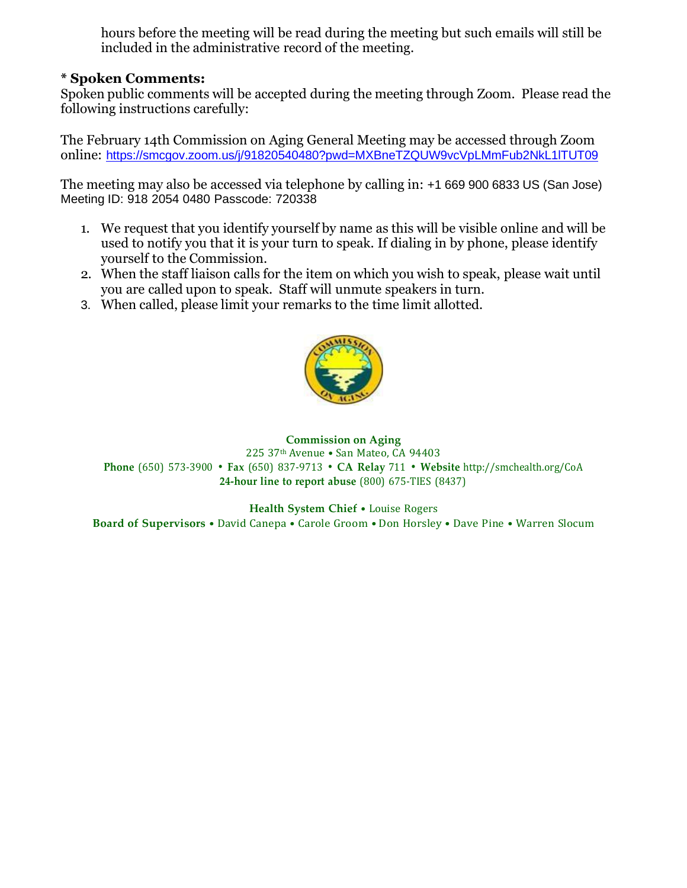hours before the meeting will be read during the meeting but such emails will still be included in the administrative record of the meeting.

**\* Spoken Comments:**
Spoken public comments will be accepted during the meeting through Zoom. Please read the following instructions carefully:

The February 14th Commission on Aging General Meeting may be accessed through Zoom online: https://smcgov.zoom.us/j/91820540480?pwd=MXBneTZQUW9vcVpLMmFub2NkL1lTUT09

The meeting may also be accessed via telephone by calling in: +1 669 900 6833 US (San Jose) Meeting ID: 918 2054 0480 Passcode: 720338

1. We request that you identify yourself by name as this will be visible online and will be used to notify you that it is your turn to speak. If dialing in by phone, please identify yourself to the Commission.
2. When the staff liaison calls for the item on which you wish to speak, please wait until you are called upon to speak. Staff will unmute speakers in turn.
3. When called, please limit your remarks to the time limit allotted.

**Commission on Aging**
225 37th Avenue • San Mateo, CA 94403
**Phone** (650) 573-3900 • **Fax** (650) 837-9713 • **CA Relay** 711 • **Website** http://smchealth.org/CoA
**24-hour line to report abuse** (800) 675-TIES (8437)

**Health System Chief** • Louise Rogers
**Board of Supervisors** • David Canepa • Carole Groom • Don Horsley • Dave Pine • Warren Slocum